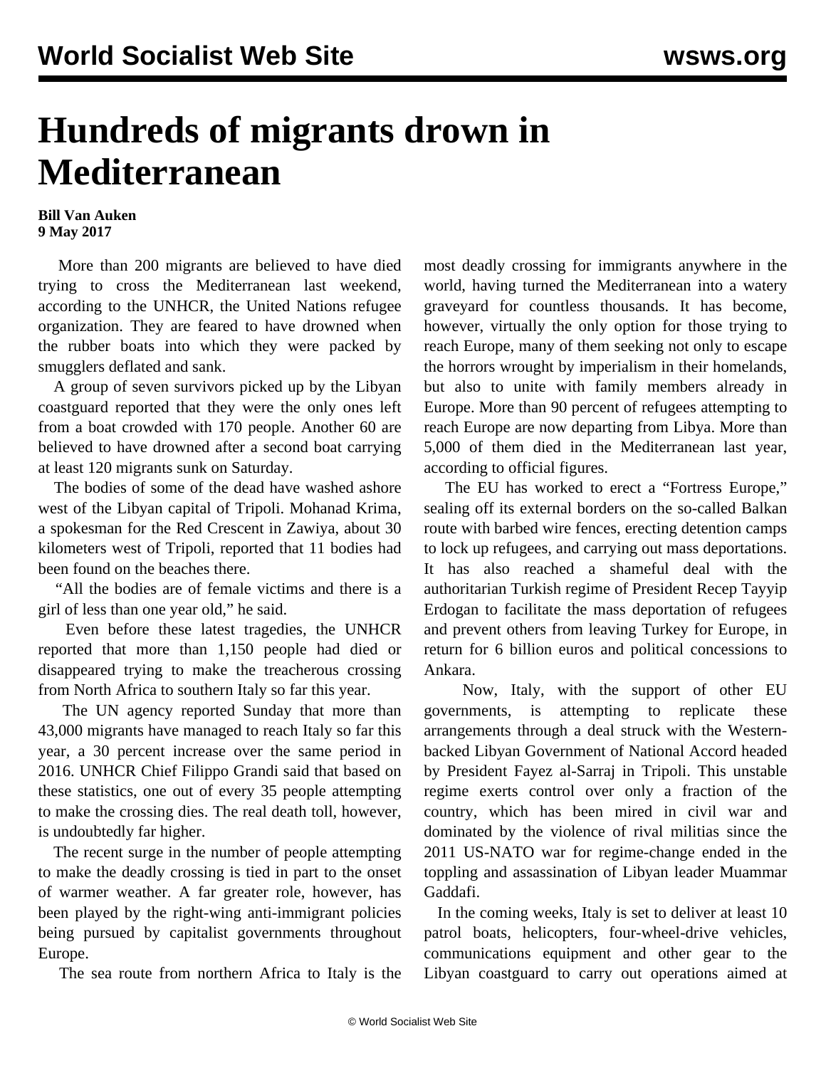# Hundreds of migrants drown in Mediterranean

**Bill Van Auken**
**9 May 2017**

More than 200 migrants are believed to have died trying to cross the Mediterranean last weekend, according to the UNHCR, the United Nations refugee organization. They are feared to have drowned when the rubber boats into which they were packed by smugglers deflated and sank.

A group of seven survivors picked up by the Libyan coastguard reported that they were the only ones left from a boat crowded with 170 people. Another 60 are believed to have drowned after a second boat carrying at least 120 migrants sunk on Saturday.

The bodies of some of the dead have washed ashore west of the Libyan capital of Tripoli. Mohanad Krima, a spokesman for the Red Crescent in Zawiya, about 30 kilometers west of Tripoli, reported that 11 bodies had been found on the beaches there.

"All the bodies are of female victims and there is a girl of less than one year old," he said.

Even before these latest tragedies, the UNHCR reported that more than 1,150 people had died or disappeared trying to make the treacherous crossing from North Africa to southern Italy so far this year.

The UN agency reported Sunday that more than 43,000 migrants have managed to reach Italy so far this year, a 30 percent increase over the same period in 2016. UNHCR Chief Filippo Grandi said that based on these statistics, one out of every 35 people attempting to make the crossing dies. The real death toll, however, is undoubtedly far higher.

The recent surge in the number of people attempting to make the deadly crossing is tied in part to the onset of warmer weather. A far greater role, however, has been played by the right-wing anti-immigrant policies being pursued by capitalist governments throughout Europe.

The sea route from northern Africa to Italy is the most deadly crossing for immigrants anywhere in the world, having turned the Mediterranean into a watery graveyard for countless thousands. It has become, however, virtually the only option for those trying to reach Europe, many of them seeking not only to escape the horrors wrought by imperialism in their homelands, but also to unite with family members already in Europe. More than 90 percent of refugees attempting to reach Europe are now departing from Libya. More than 5,000 of them died in the Mediterranean last year, according to official figures.

The EU has worked to erect a "Fortress Europe," sealing off its external borders on the so-called Balkan route with barbed wire fences, erecting detention camps to lock up refugees, and carrying out mass deportations. It has also reached a shameful deal with the authoritarian Turkish regime of President Recep Tayyip Erdogan to facilitate the mass deportation of refugees and prevent others from leaving Turkey for Europe, in return for 6 billion euros and political concessions to Ankara.

Now, Italy, with the support of other EU governments, is attempting to replicate these arrangements through a deal struck with the Western-backed Libyan Government of National Accord headed by President Fayez al-Sarraj in Tripoli. This unstable regime exerts control over only a fraction of the country, which has been mired in civil war and dominated by the violence of rival militias since the 2011 US-NATO war for regime-change ended in the toppling and assassination of Libyan leader Muammar Gaddafi.

In the coming weeks, Italy is set to deliver at least 10 patrol boats, helicopters, four-wheel-drive vehicles, communications equipment and other gear to the Libyan coastguard to carry out operations aimed at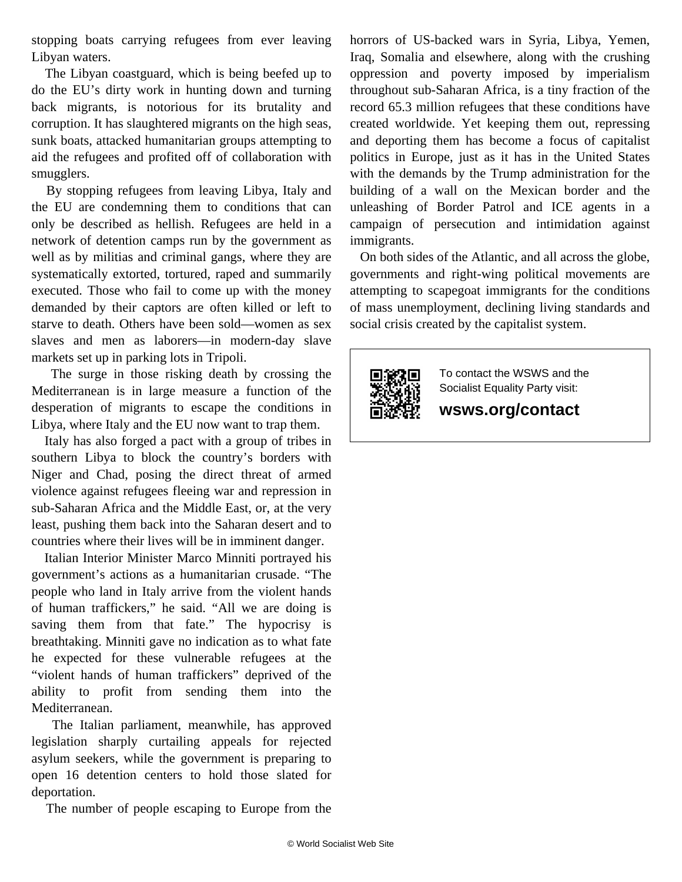stopping boats carrying refugees from ever leaving Libyan waters.

The Libyan coastguard, which is being beefed up to do the EU's dirty work in hunting down and turning back migrants, is notorious for its brutality and corruption. It has slaughtered migrants on the high seas, sunk boats, attacked humanitarian groups attempting to aid the refugees and profited off of collaboration with smugglers.

By stopping refugees from leaving Libya, Italy and the EU are condemning them to conditions that can only be described as hellish. Refugees are held in a network of detention camps run by the government as well as by militias and criminal gangs, where they are systematically extorted, tortured, raped and summarily executed. Those who fail to come up with the money demanded by their captors are often killed or left to starve to death. Others have been sold—women as sex slaves and men as laborers—in modern-day slave markets set up in parking lots in Tripoli.

The surge in those risking death by crossing the Mediterranean is in large measure a function of the desperation of migrants to escape the conditions in Libya, where Italy and the EU now want to trap them.

Italy has also forged a pact with a group of tribes in southern Libya to block the country's borders with Niger and Chad, posing the direct threat of armed violence against refugees fleeing war and repression in sub-Saharan Africa and the Middle East, or, at the very least, pushing them back into the Saharan desert and to countries where their lives will be in imminent danger.

Italian Interior Minister Marco Minniti portrayed his government's actions as a humanitarian crusade. "The people who land in Italy arrive from the violent hands of human traffickers," he said. "All we are doing is saving them from that fate." The hypocrisy is breathtaking. Minniti gave no indication as to what fate he expected for these vulnerable refugees at the "violent hands of human traffickers" deprived of the ability to profit from sending them into the Mediterranean.

The Italian parliament, meanwhile, has approved legislation sharply curtailing appeals for rejected asylum seekers, while the government is preparing to open 16 detention centers to hold those slated for deportation.

The number of people escaping to Europe from the horrors of US-backed wars in Syria, Libya, Yemen, Iraq, Somalia and elsewhere, along with the crushing oppression and poverty imposed by imperialism throughout sub-Saharan Africa, is a tiny fraction of the record 65.3 million refugees that these conditions have created worldwide. Yet keeping them out, repressing and deporting them has become a focus of capitalist politics in Europe, just as it has in the United States with the demands by the Trump administration for the building of a wall on the Mexican border and the unleashing of Border Patrol and ICE agents in a campaign of persecution and intimidation against immigrants.

On both sides of the Atlantic, and all across the globe, governments and right-wing political movements are attempting to scapegoat immigrants for the conditions of mass unemployment, declining living standards and social crisis created by the capitalist system.

To contact the WSWS and the Socialist Equality Party visit:

**wsws.org/contact**